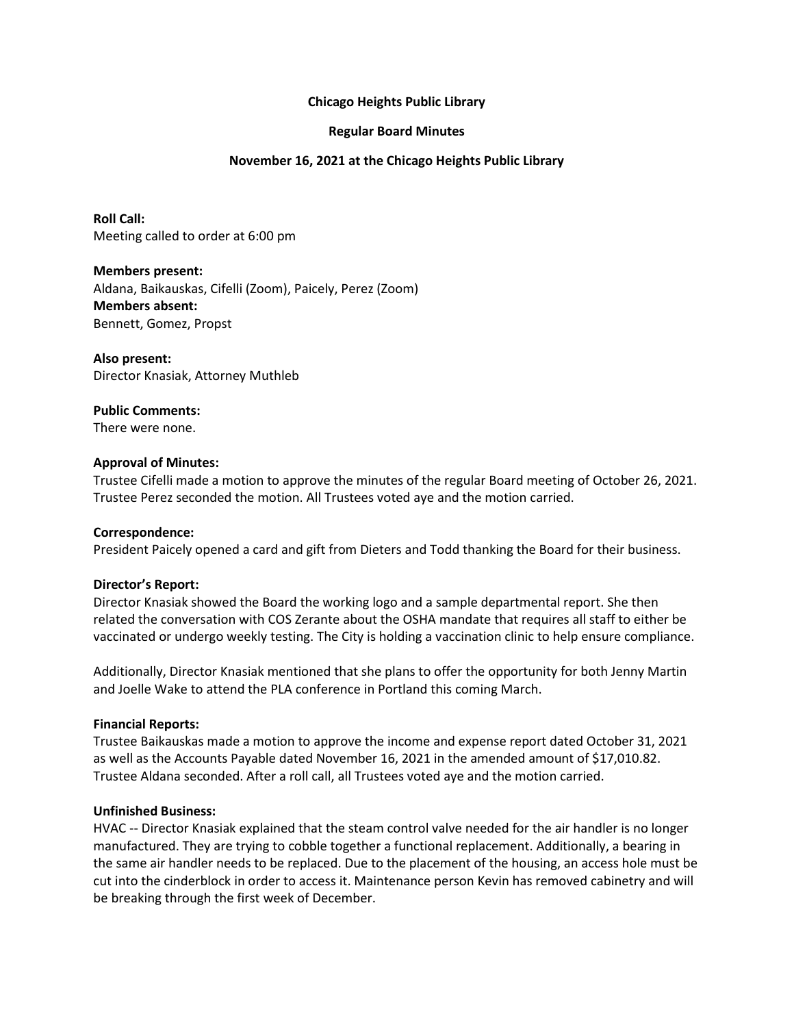**Chicago Heights Public Library**

**Regular Board Minutes**

**November 16, 2021 at the Chicago Heights Public Library**

**Roll Call:**
Meeting called to order at 6:00 pm

**Members present:**
Aldana, Baikauskas, Cifelli (Zoom), Paicely, Perez (Zoom)
**Members absent:**
Bennett, Gomez, Propst

**Also present:**
Director Knasiak, Attorney Muthleb

**Public Comments:**
There were none.

**Approval of Minutes:**
Trustee Cifelli made a motion to approve the minutes of the regular Board meeting of October 26, 2021. Trustee Perez seconded the motion. All Trustees voted aye and the motion carried.

**Correspondence:**
President Paicely opened a card and gift from Dieters and Todd thanking the Board for their business.

**Director's Report:**
Director Knasiak showed the Board the working logo and a sample departmental report. She then related the conversation with COS Zerante about the OSHA mandate that requires all staff to either be vaccinated or undergo weekly testing. The City is holding a vaccination clinic to help ensure compliance.

Additionally, Director Knasiak mentioned that she plans to offer the opportunity for both Jenny Martin and Joelle Wake to attend the PLA conference in Portland this coming March.

**Financial Reports:**
Trustee Baikauskas made a motion to approve the income and expense report dated October 31, 2021 as well as the Accounts Payable dated November 16, 2021 in the amended amount of $17,010.82. Trustee Aldana seconded. After a roll call, all Trustees voted aye and the motion carried.

**Unfinished Business:**
HVAC -- Director Knasiak explained that the steam control valve needed for the air handler is no longer manufactured. They are trying to cobble together a functional replacement. Additionally, a bearing in the same air handler needs to be replaced. Due to the placement of the housing, an access hole must be cut into the cinderblock in order to access it. Maintenance person Kevin has removed cabinetry and will be breaking through the first week of December.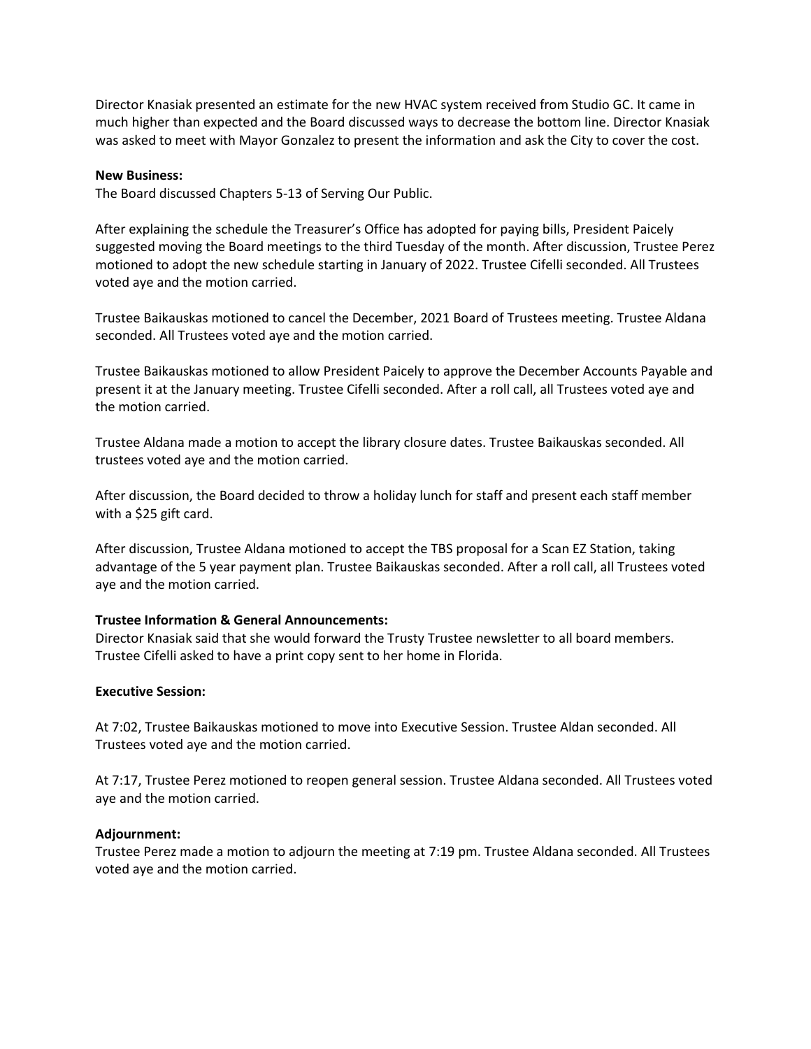Director Knasiak presented an estimate for the new HVAC system received from Studio GC. It came in much higher than expected and the Board discussed ways to decrease the bottom line. Director Knasiak was asked to meet with Mayor Gonzalez to present the information and ask the City to cover the cost.

**New Business:**
The Board discussed Chapters 5-13 of Serving Our Public.

After explaining the schedule the Treasurer's Office has adopted for paying bills, President Paicely suggested moving the Board meetings to the third Tuesday of the month. After discussion, Trustee Perez motioned to adopt the new schedule starting in January of 2022. Trustee Cifelli seconded. All Trustees voted aye and the motion carried.

Trustee Baikauskas motioned to cancel the December, 2021 Board of Trustees meeting. Trustee Aldana seconded. All Trustees voted aye and the motion carried.

Trustee Baikauskas motioned to allow President Paicely to approve the December Accounts Payable and present it at the January meeting. Trustee Cifelli seconded. After a roll call, all Trustees voted aye and the motion carried.

Trustee Aldana made a motion to accept the library closure dates. Trustee Baikauskas seconded. All trustees voted aye and the motion carried.

After discussion, the Board decided to throw a holiday lunch for staff and present each staff member with a $25 gift card.

After discussion, Trustee Aldana motioned to accept the TBS proposal for a Scan EZ Station, taking advantage of the 5 year payment plan. Trustee Baikauskas seconded. After a roll call, all Trustees voted aye and the motion carried.

**Trustee Information & General Announcements:**
Director Knasiak said that she would forward the Trusty Trustee newsletter to all board members. Trustee Cifelli asked to have a print copy sent to her home in Florida.

**Executive Session:**

At 7:02, Trustee Baikauskas motioned to move into Executive Session. Trustee Aldan seconded. All Trustees voted aye and the motion carried.

At 7:17, Trustee Perez motioned to reopen general session. Trustee Aldana seconded. All Trustees voted aye and the motion carried.

**Adjournment:**
Trustee Perez made a motion to adjourn the meeting at 7:19 pm. Trustee Aldana seconded. All Trustees voted aye and the motion carried.